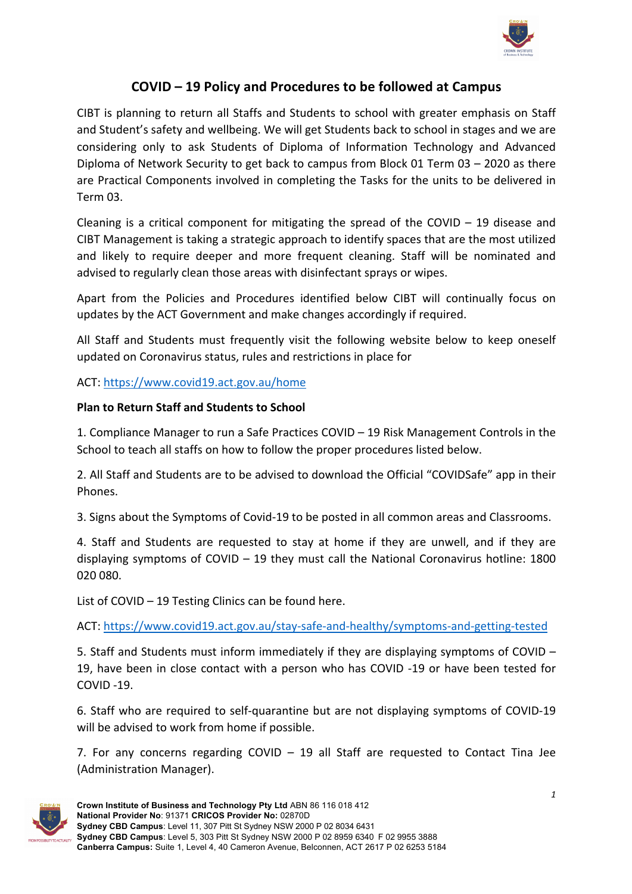# COVID – 19 Policy and Procedures to be followed at Campus

CIBT is planning to return all Staffs and Students to school with greater emphasis on Staff and Student's safety and wellbeing. We will get Students back to school in stages and we are considering only to ask Students of Diploma of Information Technology and Advanced Diploma of Network Security to get back to campus from Block 01 Term 03 – 2020 as there are Practical Components involved in completing the Tasks for the units to be delivered in Term 03.

Cleaning is a critical component for mitigating the spread of the COVID – 19 disease and CIBT Management is taking a strategic approach to identify spaces that are the most utilized and likely to require deeper and more frequent cleaning. Staff will be nominated and advised to regularly clean those areas with disinfectant sprays or wipes.

Apart from the Policies and Procedures identified below CIBT will continually focus on updates by the ACT Government and make changes accordingly if required.

All Staff and Students must frequently visit the following website below to keep oneself updated on Coronavirus status, rules and restrictions in place for

ACT: https://www.covid19.act.gov.au/home

**Plan to Return Staff and Students to School**

1. Compliance Manager to run a Safe Practices COVID – 19 Risk Management Controls in the School to teach all staffs on how to follow the proper procedures listed below.

2. All Staff and Students are to be advised to download the Official "COVIDSafe" app in their Phones.

3. Signs about the Symptoms of Covid-19 to be posted in all common areas and Classrooms.

4. Staff and Students are requested to stay at home if they are unwell, and if they are displaying symptoms of COVID – 19 they must call the National Coronavirus hotline: 1800 020 080.

List of COVID – 19 Testing Clinics can be found here.

ACT: https://www.covid19.act.gov.au/stay-safe-and-healthy/symptoms-and-getting-tested

5. Staff and Students must inform immediately if they are displaying symptoms of COVID – 19, have been in close contact with a person who has COVID -19 or have been tested for COVID -19.

6. Staff who are required to self-quarantine but are not displaying symptoms of COVID-19 will be advised to work from home if possible.

7. For any concerns regarding COVID – 19 all Staff are requested to Contact Tina Jee (Administration Manager).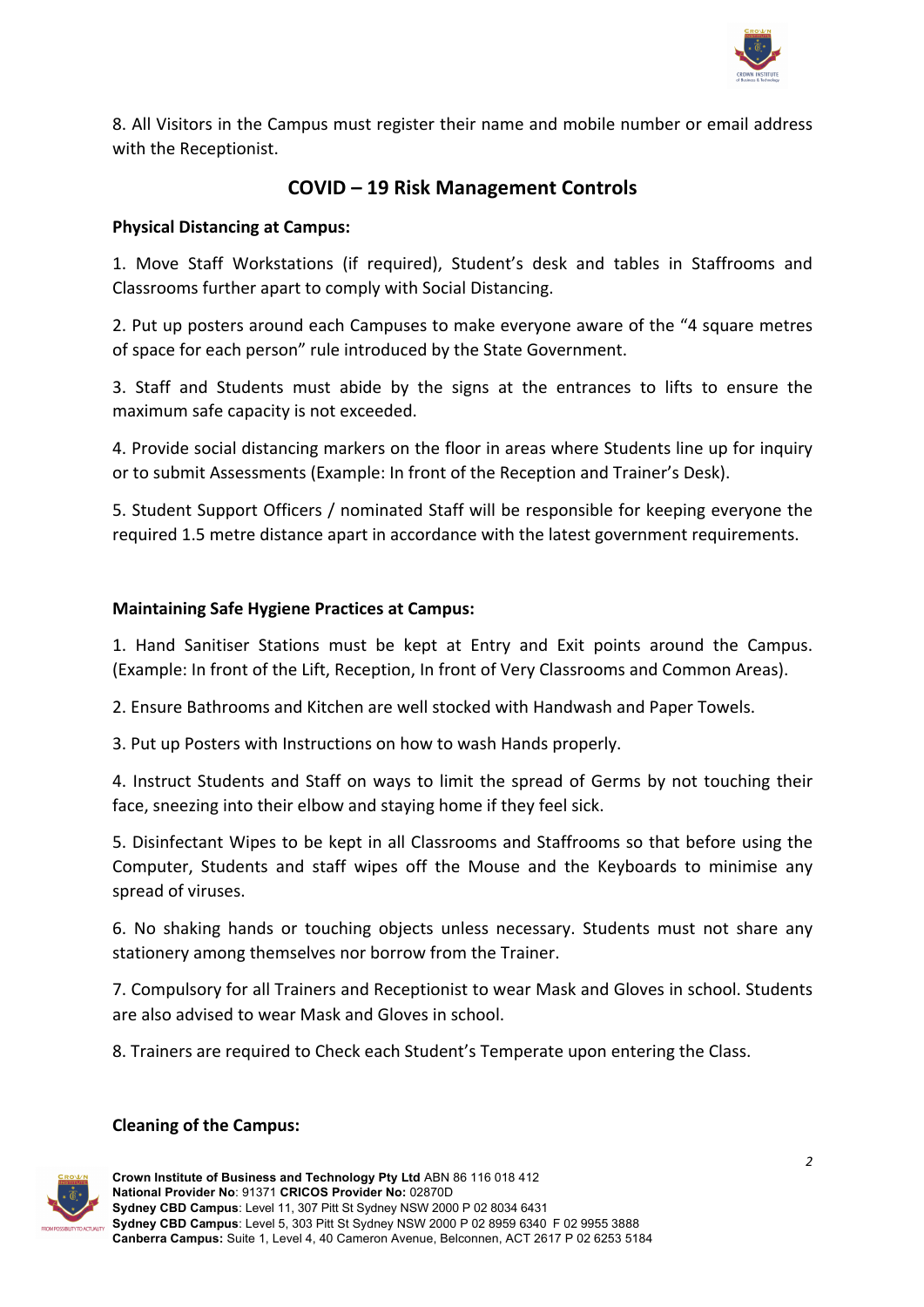8. All Visitors in the Campus must register their name and mobile number or email address with the Receptionist.

## COVID – 19 Risk Management Controls

**Physical Distancing at Campus:**

1. Move Staff Workstations (if required), Student's desk and tables in Staffrooms and Classrooms further apart to comply with Social Distancing.

2. Put up posters around each Campuses to make everyone aware of the "4 square metres of space for each person" rule introduced by the State Government.

3. Staff and Students must abide by the signs at the entrances to lifts to ensure the maximum safe capacity is not exceeded.

4. Provide social distancing markers on the floor in areas where Students line up for inquiry or to submit Assessments (Example: In front of the Reception and Trainer's Desk).

5. Student Support Officers / nominated Staff will be responsible for keeping everyone the required 1.5 metre distance apart in accordance with the latest government requirements.

**Maintaining Safe Hygiene Practices at Campus:**

1. Hand Sanitiser Stations must be kept at Entry and Exit points around the Campus. (Example: In front of the Lift, Reception, In front of Very Classrooms and Common Areas).

2. Ensure Bathrooms and Kitchen are well stocked with Handwash and Paper Towels.

3. Put up Posters with Instructions on how to wash Hands properly.

4. Instruct Students and Staff on ways to limit the spread of Germs by not touching their face, sneezing into their elbow and staying home if they feel sick.

5. Disinfectant Wipes to be kept in all Classrooms and Staffrooms so that before using the Computer, Students and staff wipes off the Mouse and the Keyboards to minimise any spread of viruses.

6. No shaking hands or touching objects unless necessary. Students must not share any stationery among themselves nor borrow from the Trainer.

7. Compulsory for all Trainers and Receptionist to wear Mask and Gloves in school. Students are also advised to wear Mask and Gloves in school.

8. Trainers are required to Check each Student's Temperate upon entering the Class.

**Cleaning of the Campus:**

**Crown Institute of Business and Technology Pty Ltd** ABN 86 116 018 412
**National Provider No**: 91371 **CRICOS Provider No:** 02870D
**Sydney CBD Campus**: Level 11, 307 Pitt St Sydney NSW 2000 P 02 8034 6431
**Sydney CBD Campus**: Level 5, 303 Pitt St Sydney NSW 2000 P 02 8959 6340 F 02 9955 3888
**Canberra Campus:** Suite 1, Level 4, 40 Cameron Avenue, Belconnen, ACT 2617 P 02 6253 5184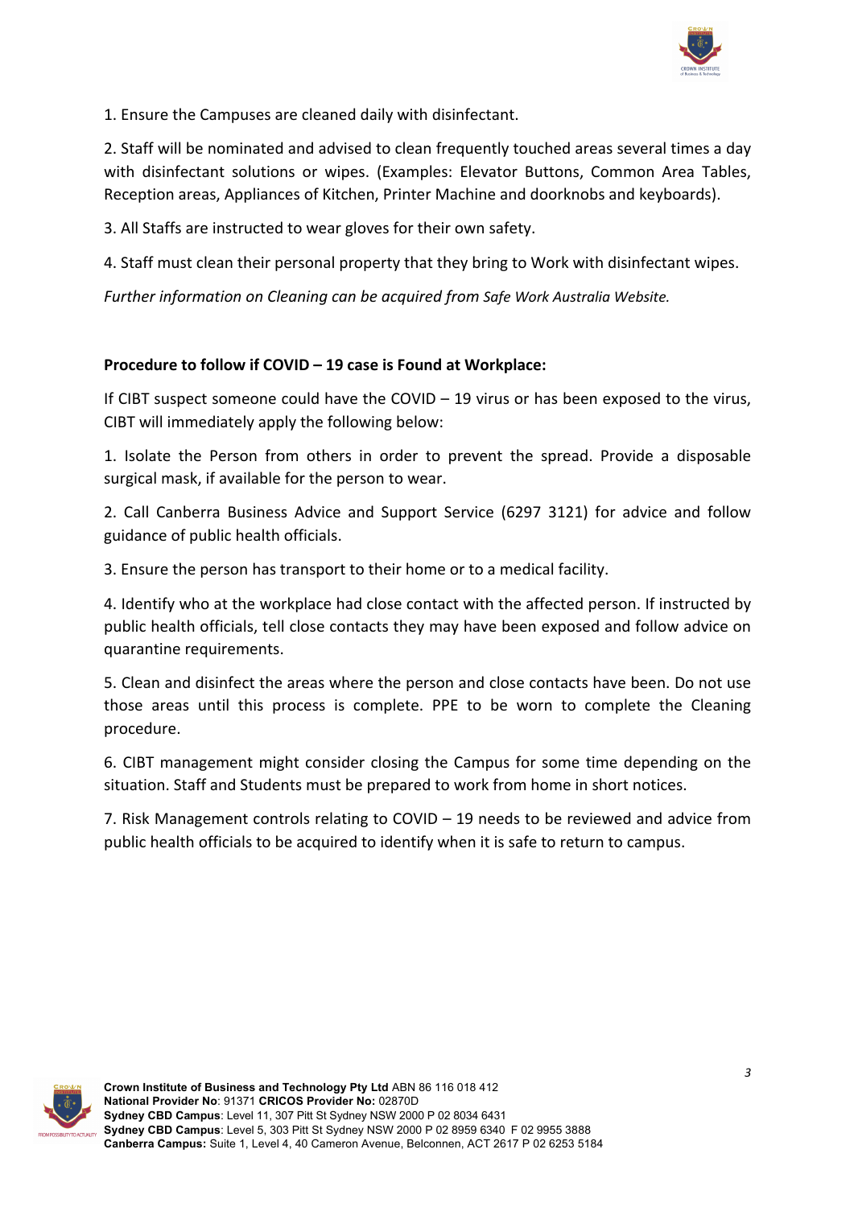1. Ensure the Campuses are cleaned daily with disinfectant.

2. Staff will be nominated and advised to clean frequently touched areas several times a day with disinfectant solutions or wipes. (Examples: Elevator Buttons, Common Area Tables, Reception areas, Appliances of Kitchen, Printer Machine and doorknobs and keyboards).

3. All Staffs are instructed to wear gloves for their own safety.

4. Staff must clean their personal property that they bring to Work with disinfectant wipes.

*Further information on Cleaning can be acquired from Safe Work Australia Website.*

**Procedure to follow if COVID – 19 case is Found at Workplace:**

If CIBT suspect someone could have the COVID – 19 virus or has been exposed to the virus, CIBT will immediately apply the following below:

1. Isolate the Person from others in order to prevent the spread. Provide a disposable surgical mask, if available for the person to wear.

2. Call Canberra Business Advice and Support Service (6297 3121) for advice and follow guidance of public health officials.

3. Ensure the person has transport to their home or to a medical facility.

4. Identify who at the workplace had close contact with the affected person. If instructed by public health officials, tell close contacts they may have been exposed and follow advice on quarantine requirements.

5. Clean and disinfect the areas where the person and close contacts have been. Do not use those areas until this process is complete. PPE to be worn to complete the Cleaning procedure.

6. CIBT management might consider closing the Campus for some time depending on the situation. Staff and Students must be prepared to work from home in short notices.

7. Risk Management controls relating to COVID – 19 needs to be reviewed and advice from public health officials to be acquired to identify when it is safe to return to campus.